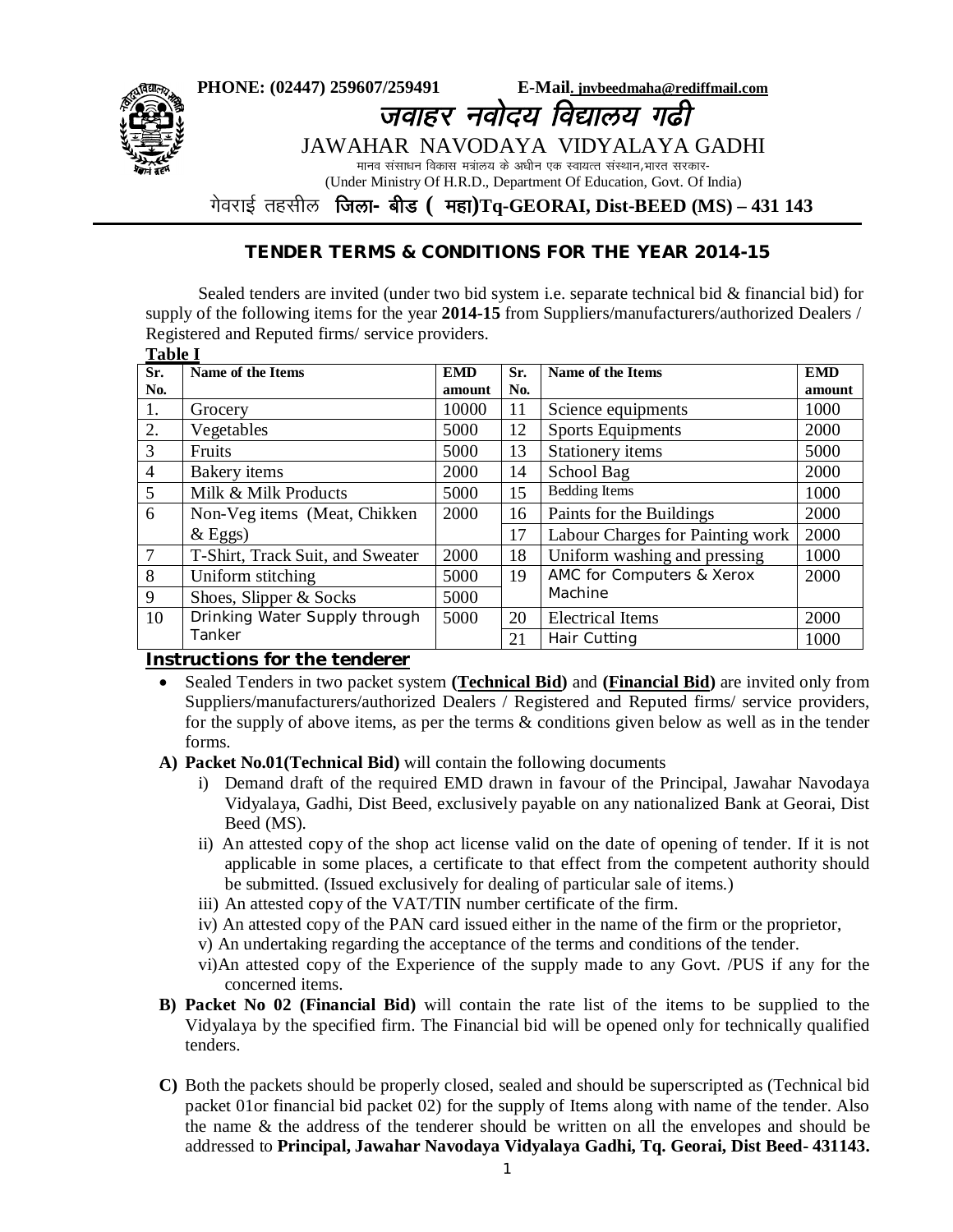PHONE: (02447) 259607/259491 E-Mail. jnvbeedmaha@rediffmail.com

# जवाहर नवोदय विद्यालय गढी

JAWAHAR NAVODAYA VIDYALAYA GADHI

मानव संसाधन विकास मंत्रालय के अधीन एक स्वायत्त संस्थान,भारत सरकार-

(Under Ministry Of H.R.D., Department Of Education, Govt. Of India)

गेवराई तहसील **जिला- बीड ( महा)Tq-GEORAI, Dist-BEED (MS) – 431 143**

## TENDER TERMS & CONDITIONS FOR THE YEAR 2014-15

Sealed tenders are invited (under two bid system i.e. separate technical bid & financial bid) for supply of the following items for the year **2014-15** from Suppliers/manufacturers/authorized Dealers / Registered and Reputed firms/ service providers.

**Table I**

| Sr. No. | Name of the Items | EMD amount | Sr. No. | Name of the Items | EMD amount |
|---|---|---|---|---|---|
| 1. | Grocery | 10000 | 11 | Science equipments | 1000 |
| 2. | Vegetables | 5000 | 12 | Sports Equipments | 2000 |
| 3 | Fruits | 5000 | 13 | Stationery items | 5000 |
| 4 | Bakery items | 2000 | 14 | School Bag | 2000 |
| 5 | Milk & Milk Products | 5000 | 15 | Bedding Items | 1000 |
| 6 | Non-Veg items (Meat, Chikken & Eggs) | 2000 | 16 | Paints for the Buildings | 2000 |
| | | | 17 | Labour Charges for Painting work | 2000 |
| 7 | T-Shirt, Track Suit, and Sweater | 2000 | 18 | Uniform washing and pressing | 1000 |
| 8 | Uniform stitching | 5000 | 19 | AMC for Computers & Xerox Machine | 2000 |
| 9 | Shoes, Slipper & Socks | 5000 | | | |
| 10 | Drinking Water Supply through Tanker | 5000 | 20 | Electrical Items | 2000 |
| | | | 21 | Hair Cutting | 1000 |

### Instructions for the tenderer

- Sealed Tenders in two packet system **(Technical Bid)** and **(Financial Bid)** are invited only from Suppliers/manufacturers/authorized Dealers / Registered and Reputed firms/ service providers, for the supply of above items, as per the terms & conditions given below as well as in the tender forms.

**A) Packet No.01(Technical Bid)** will contain the following documents

i) Demand draft of the required EMD drawn in favour of the Principal, Jawahar Navodaya Vidyalaya, Gadhi, Dist Beed, exclusively payable on any nationalized Bank at Georai, Dist Beed (MS).

ii) An attested copy of the shop act license valid on the date of opening of tender. If it is not applicable in some places, a certificate to that effect from the competent authority should be submitted. (Issued exclusively for dealing of particular sale of items.)

iii) An attested copy of the VAT/TIN number certificate of the firm.

iv) An attested copy of the PAN card issued either in the name of the firm or the proprietor,

v) An undertaking regarding the acceptance of the terms and conditions of the tender.

vi)An attested copy of the Experience of the supply made to any Govt. /PUS if any for the concerned items.

**B) Packet No 02 (Financial Bid)** will contain the rate list of the items to be supplied to the Vidyalaya by the specified firm. The Financial bid will be opened only for technically qualified tenders.

**C)** Both the packets should be properly closed, sealed and should be superscripted as (Technical bid packet 01or financial bid packet 02) for the supply of Items along with name of the tender. Also the name & the address of the tenderer should be written on all the envelopes and should be addressed to **Principal, Jawahar Navodaya Vidyalaya Gadhi, Tq. Georai, Dist Beed- 431143.**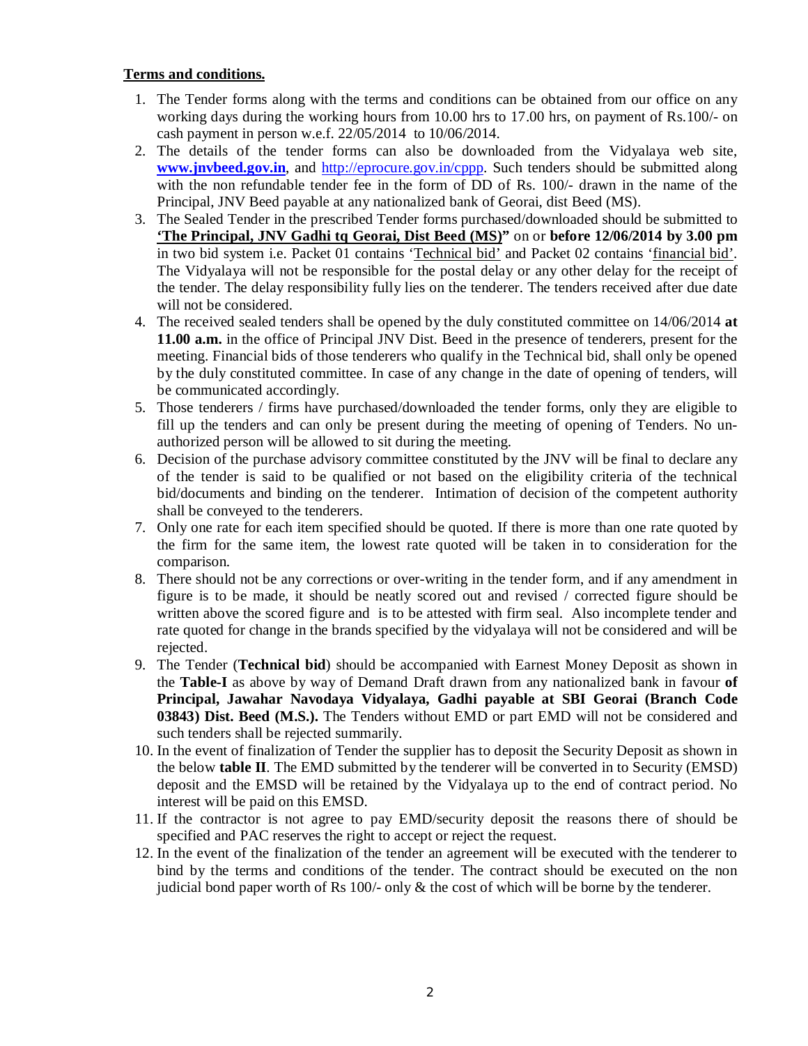**Terms and conditions.**

1. The Tender forms along with the terms and conditions can be obtained from our office on any working days during the working hours from 10.00 hrs to 17.00 hrs, on payment of Rs.100/- on cash payment in person w.e.f. 22/05/2014 to 10/06/2014.
2. The details of the tender forms can also be downloaded from the Vidyalaya web site, **www.jnvbeed.gov.in**, and http://eprocure.gov.in/cppp. Such tenders should be submitted along with the non refundable tender fee in the form of DD of Rs. 100/- drawn in the name of the Principal, JNV Beed payable at any nationalized bank of Georai, dist Beed (MS).
3. The Sealed Tender in the prescribed Tender forms purchased/downloaded should be submitted to **'The Principal, JNV Gadhi tq Georai, Dist Beed (MS)"** on or **before 12/06/2014 by 3.00 pm** in two bid system i.e. Packet 01 contains 'Technical bid' and Packet 02 contains 'financial bid'. The Vidyalaya will not be responsible for the postal delay or any other delay for the receipt of the tender. The delay responsibility fully lies on the tenderer. The tenders received after due date will not be considered.
4. The received sealed tenders shall be opened by the duly constituted committee on 14/06/2014 **at 11.00 a.m.** in the office of Principal JNV Dist. Beed in the presence of tenderers, present for the meeting. Financial bids of those tenderers who qualify in the Technical bid, shall only be opened by the duly constituted committee. In case of any change in the date of opening of tenders, will be communicated accordingly.
5. Those tenderers / firms have purchased/downloaded the tender forms, only they are eligible to fill up the tenders and can only be present during the meeting of opening of Tenders. No un-authorized person will be allowed to sit during the meeting.
6. Decision of the purchase advisory committee constituted by the JNV will be final to declare any of the tender is said to be qualified or not based on the eligibility criteria of the technical bid/documents and binding on the tenderer. Intimation of decision of the competent authority shall be conveyed to the tenderers.
7. Only one rate for each item specified should be quoted. If there is more than one rate quoted by the firm for the same item, the lowest rate quoted will be taken in to consideration for the comparison.
8. There should not be any corrections or over-writing in the tender form, and if any amendment in figure is to be made, it should be neatly scored out and revised / corrected figure should be written above the scored figure and is to be attested with firm seal. Also incomplete tender and rate quoted for change in the brands specified by the vidyalaya will not be considered and will be rejected.
9. The Tender (**Technical bid**) should be accompanied with Earnest Money Deposit as shown in the **Table-I** as above by way of Demand Draft drawn from any nationalized bank in favour **of Principal, Jawahar Navodaya Vidyalaya, Gadhi payable at SBI Georai (Branch Code 03843) Dist. Beed (M.S.).** The Tenders without EMD or part EMD will not be considered and such tenders shall be rejected summarily.
10. In the event of finalization of Tender the supplier has to deposit the Security Deposit as shown in the below **table II**. The EMD submitted by the tenderer will be converted in to Security (EMSD) deposit and the EMSD will be retained by the Vidyalaya up to the end of contract period. No interest will be paid on this EMSD.
11. If the contractor is not agree to pay EMD/security deposit the reasons there of should be specified and PAC reserves the right to accept or reject the request.
12. In the event of the finalization of the tender an agreement will be executed with the tenderer to bind by the terms and conditions of the tender. The contract should be executed on the non judicial bond paper worth of Rs 100/- only & the cost of which will be borne by the tenderer.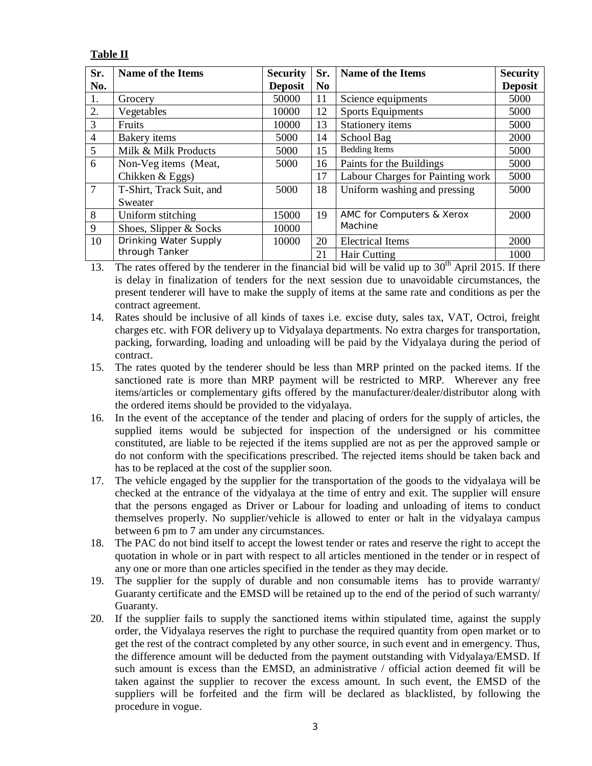**Table II**

| Sr. No. | Name of the Items | Security Deposit | Sr. No | Name of the Items | Security Deposit |
|---|---|---|---|---|---|
| 1. | Grocery | 50000 | 11 | Science equipments | 5000 |
| 2. | Vegetables | 10000 | 12 | Sports Equipments | 5000 |
| 3 | Fruits | 10000 | 13 | Stationery items | 5000 |
| 4 | Bakery items | 5000 | 14 | School Bag | 2000 |
| 5 | Milk & Milk Products | 5000 | 15 | Bedding Items | 5000 |
| 6 | Non-Veg items (Meat, Chikken & Eggs) | 5000 | 16 | Paints for the Buildings | 5000 |
| | | | 17 | Labour Charges for Painting work | 5000 |
| 7 | T-Shirt, Track Suit, and Sweater | 5000 | 18 | Uniform washing and pressing | 5000 |
| 8 | Uniform stitching | 15000 | 19 | AMC for Computers & Xerox Machine | 2000 |
| 9 | Shoes, Slipper & Socks | 10000 | | | |
| 10 | Drinking Water Supply through Tanker | 10000 | 20 | Electrical Items | 2000 |
| | | | 21 | Hair Cutting | 1000 |

13. The rates offered by the tenderer in the financial bid will be valid up to 30th April 2015. If there is delay in finalization of tenders for the next session due to unavoidable circumstances, the present tenderer will have to make the supply of items at the same rate and conditions as per the contract agreement.
14. Rates should be inclusive of all kinds of taxes i.e. excise duty, sales tax, VAT, Octroi, freight charges etc. with FOR delivery up to Vidyalaya departments. No extra charges for transportation, packing, forwarding, loading and unloading will be paid by the Vidyalaya during the period of contract.
15. The rates quoted by the tenderer should be less than MRP printed on the packed items. If the sanctioned rate is more than MRP payment will be restricted to MRP. Wherever any free items/articles or complementary gifts offered by the manufacturer/dealer/distributor along with the ordered items should be provided to the vidyalaya.
16. In the event of the acceptance of the tender and placing of orders for the supply of articles, the supplied items would be subjected for inspection of the undersigned or his committee constituted, are liable to be rejected if the items supplied are not as per the approved sample or do not conform with the specifications prescribed. The rejected items should be taken back and has to be replaced at the cost of the supplier soon.
17. The vehicle engaged by the supplier for the transportation of the goods to the vidyalaya will be checked at the entrance of the vidyalaya at the time of entry and exit. The supplier will ensure that the persons engaged as Driver or Labour for loading and unloading of items to conduct themselves properly. No supplier/vehicle is allowed to enter or halt in the vidyalaya campus between 6 pm to 7 am under any circumstances.
18. The PAC do not bind itself to accept the lowest tender or rates and reserve the right to accept the quotation in whole or in part with respect to all articles mentioned in the tender or in respect of any one or more than one articles specified in the tender as they may decide.
19. The supplier for the supply of durable and non consumable items has to provide warranty/ Guaranty certificate and the EMSD will be retained up to the end of the period of such warranty/ Guaranty.
20. If the supplier fails to supply the sanctioned items within stipulated time, against the supply order, the Vidyalaya reserves the right to purchase the required quantity from open market or to get the rest of the contract completed by any other source, in such event and in emergency. Thus, the difference amount will be deducted from the payment outstanding with Vidyalaya/EMSD. If such amount is excess than the EMSD, an administrative / official action deemed fit will be taken against the supplier to recover the excess amount. In such event, the EMSD of the suppliers will be forfeited and the firm will be declared as blacklisted, by following the procedure in vogue.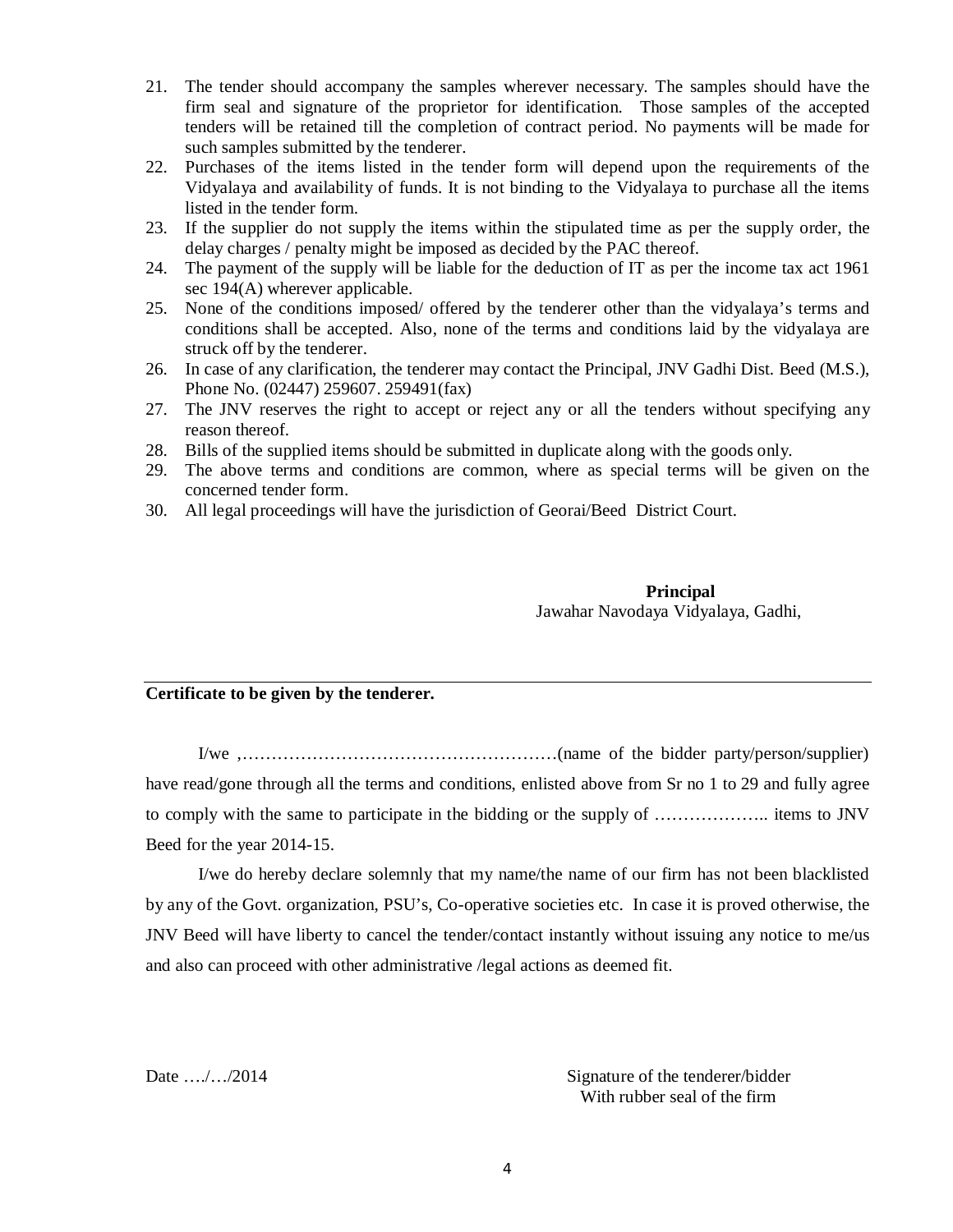21. The tender should accompany the samples wherever necessary. The samples should have the firm seal and signature of the proprietor for identification. Those samples of the accepted tenders will be retained till the completion of contract period. No payments will be made for such samples submitted by the tenderer.
22. Purchases of the items listed in the tender form will depend upon the requirements of the Vidyalaya and availability of funds. It is not binding to the Vidyalaya to purchase all the items listed in the tender form.
23. If the supplier do not supply the items within the stipulated time as per the supply order, the delay charges / penalty might be imposed as decided by the PAC thereof.
24. The payment of the supply will be liable for the deduction of IT as per the income tax act 1961 sec 194(A) wherever applicable.
25. None of the conditions imposed/ offered by the tenderer other than the vidyalaya's terms and conditions shall be accepted. Also, none of the terms and conditions laid by the vidyalaya are struck off by the tenderer.
26. In case of any clarification, the tenderer may contact the Principal, JNV Gadhi Dist. Beed (M.S.), Phone No. (02447) 259607. 259491(fax)
27. The JNV reserves the right to accept or reject any or all the tenders without specifying any reason thereof.
28. Bills of the supplied items should be submitted in duplicate along with the goods only.
29. The above terms and conditions are common, where as special terms will be given on the concerned tender form.
30. All legal proceedings will have the jurisdiction of Georai/Beed District Court.

**Principal**
Jawahar Navodaya Vidyalaya, Gadhi,

---

**Certificate to be given by the tenderer.**

I/we ,………………………………………………(name of the bidder party/person/supplier) have read/gone through all the terms and conditions, enlisted above from Sr no 1 to 29 and fully agree to comply with the same to participate in the bidding or the supply of ……………….. items to JNV Beed for the year 2014-15.

I/we do hereby declare solemnly that my name/the name of our firm has not been blacklisted by any of the Govt. organization, PSU's, Co-operative societies etc. In case it is proved otherwise, the JNV Beed will have liberty to cancel the tender/contact instantly without issuing any notice to me/us and also can proceed with other administrative /legal actions as deemed fit.

Date …./…/2014

Signature of the tenderer/bidder
With rubber seal of the firm